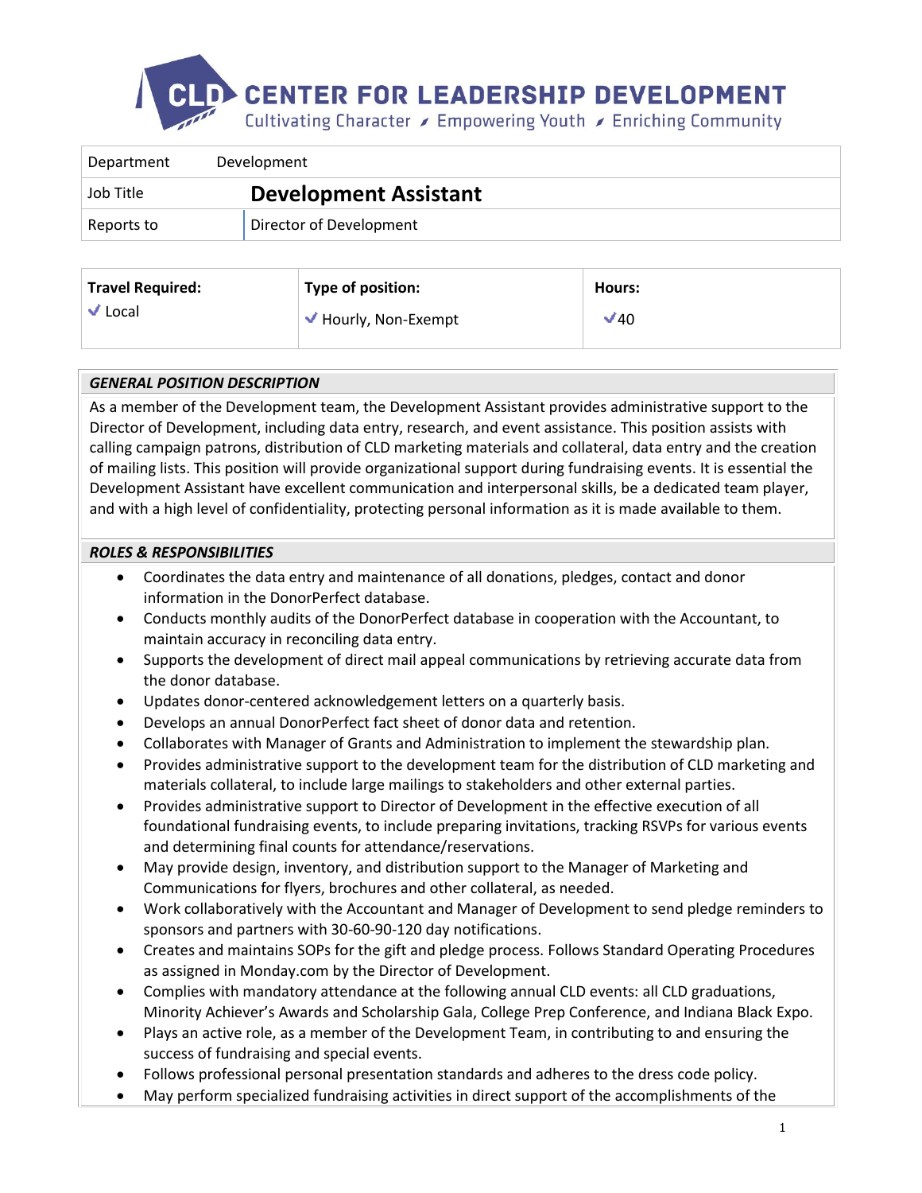# CENTER FOR LEADERSHIP DEVELOPMENT

Cultivating Character ⁄ Empowering Youth ⁄ Enriching Community

| Department | Development |
| --- | --- |
| Job Title | **Development Assistant** |
| Reports to | Director of Development |

| **Travel Required:** | **Type of position:** | **Hours:** |
| --- | --- | --- |
| ✓ Local | ✓ Hourly, Non-Exempt | ✓40 |

## *GENERAL POSITION DESCRIPTION*

As a member of the Development team, the Development Assistant provides administrative support to the Director of Development, including data entry, research, and event assistance. This position assists with calling campaign patrons, distribution of CLD marketing materials and collateral, data entry and the creation of mailing lists. This position will provide organizational support during fundraising events. It is essential the Development Assistant have excellent communication and interpersonal skills, be a dedicated team player, and with a high level of confidentiality, protecting personal information as it is made available to them.

## *ROLES & RESPONSIBILITIES*

- Coordinates the data entry and maintenance of all donations, pledges, contact and donor information in the DonorPerfect database.
- Conducts monthly audits of the DonorPerfect database in cooperation with the Accountant, to maintain accuracy in reconciling data entry.
- Supports the development of direct mail appeal communications by retrieving accurate data from the donor database.
- Updates donor-centered acknowledgement letters on a quarterly basis.
- Develops an annual DonorPerfect fact sheet of donor data and retention.
- Collaborates with Manager of Grants and Administration to implement the stewardship plan.
- Provides administrative support to the development team for the distribution of CLD marketing and materials collateral, to include large mailings to stakeholders and other external parties.
- Provides administrative support to Director of Development in the effective execution of all foundational fundraising events, to include preparing invitations, tracking RSVPs for various events and determining final counts for attendance/reservations.
- May provide design, inventory, and distribution support to the Manager of Marketing and Communications for flyers, brochures and other collateral, as needed.
- Work collaboratively with the Accountant and Manager of Development to send pledge reminders to sponsors and partners with 30-60-90-120 day notifications.
- Creates and maintains SOPs for the gift and pledge process. Follows Standard Operating Procedures as assigned in Monday.com by the Director of Development.
- Complies with mandatory attendance at the following annual CLD events: all CLD graduations, Minority Achiever's Awards and Scholarship Gala, College Prep Conference, and Indiana Black Expo.
- Plays an active role, as a member of the Development Team, in contributing to and ensuring the success of fundraising and special events.
- Follows professional personal presentation standards and adheres to the dress code policy.
- May perform specialized fundraising activities in direct support of the accomplishments of the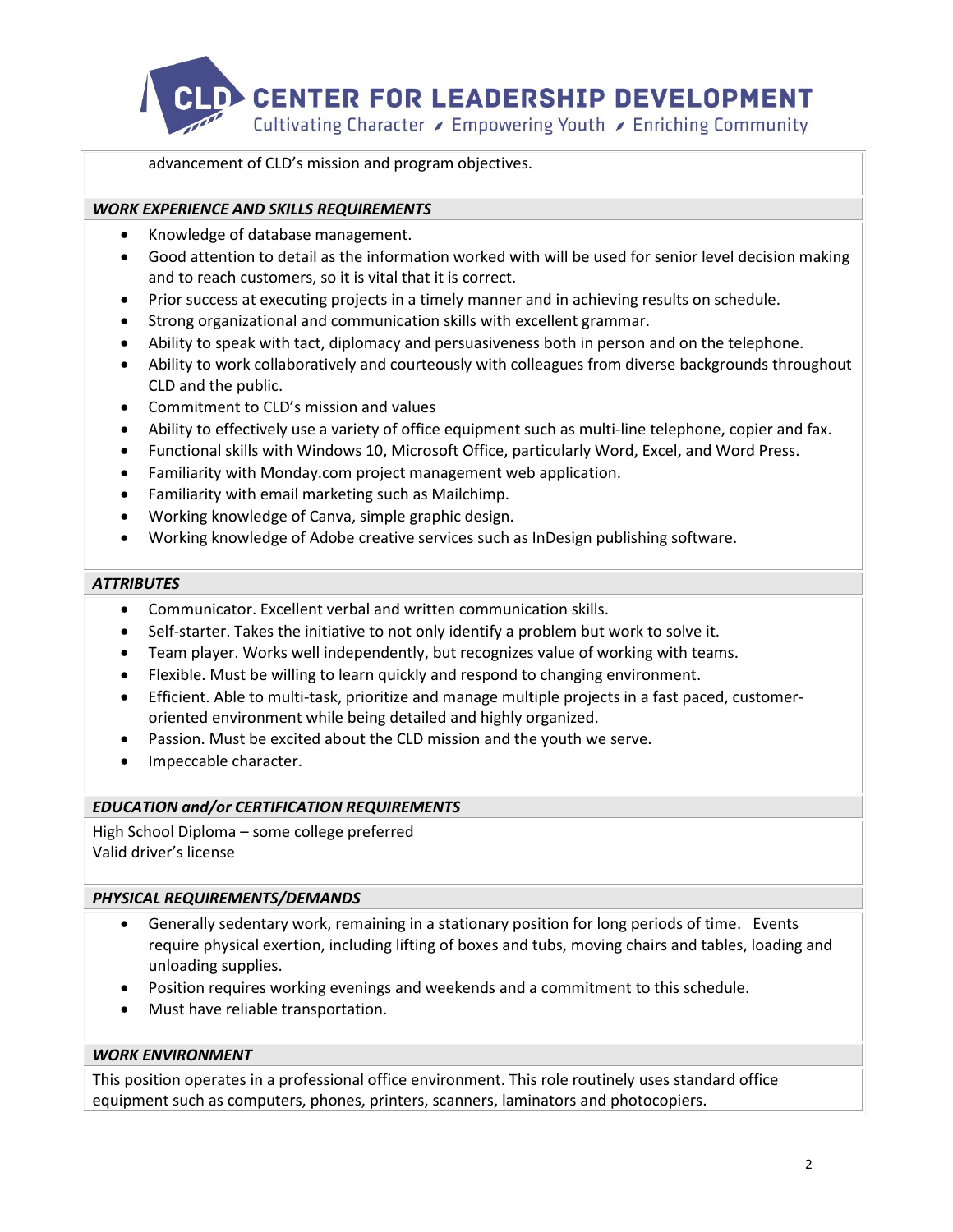advancement of CLD's mission and program objectives.

***WORK EXPERIENCE AND SKILLS REQUIREMENTS***

- Knowledge of database management.
- Good attention to detail as the information worked with will be used for senior level decision making and to reach customers, so it is vital that it is correct.
- Prior success at executing projects in a timely manner and in achieving results on schedule.
- Strong organizational and communication skills with excellent grammar.
- Ability to speak with tact, diplomacy and persuasiveness both in person and on the telephone.
- Ability to work collaboratively and courteously with colleagues from diverse backgrounds throughout CLD and the public.
- Commitment to CLD's mission and values
- Ability to effectively use a variety of office equipment such as multi-line telephone, copier and fax.
- Functional skills with Windows 10, Microsoft Office, particularly Word, Excel, and Word Press.
- Familiarity with Monday.com project management web application.
- Familiarity with email marketing such as Mailchimp.
- Working knowledge of Canva, simple graphic design.
- Working knowledge of Adobe creative services such as InDesign publishing software.

***ATTRIBUTES***

- Communicator. Excellent verbal and written communication skills.
- Self-starter. Takes the initiative to not only identify a problem but work to solve it.
- Team player. Works well independently, but recognizes value of working with teams.
- Flexible. Must be willing to learn quickly and respond to changing environment.
- Efficient. Able to multi-task, prioritize and manage multiple projects in a fast paced, customer-oriented environment while being detailed and highly organized.
- Passion. Must be excited about the CLD mission and the youth we serve.
- Impeccable character.

***EDUCATION and/or CERTIFICATION REQUIREMENTS***

High School Diploma – some college preferred
Valid driver's license

***PHYSICAL REQUIREMENTS/DEMANDS***

- Generally sedentary work, remaining in a stationary position for long periods of time. Events require physical exertion, including lifting of boxes and tubs, moving chairs and tables, loading and unloading supplies.
- Position requires working evenings and weekends and a commitment to this schedule.
- Must have reliable transportation.

***WORK ENVIRONMENT***

This position operates in a professional office environment. This role routinely uses standard office equipment such as computers, phones, printers, scanners, laminators and photocopiers.